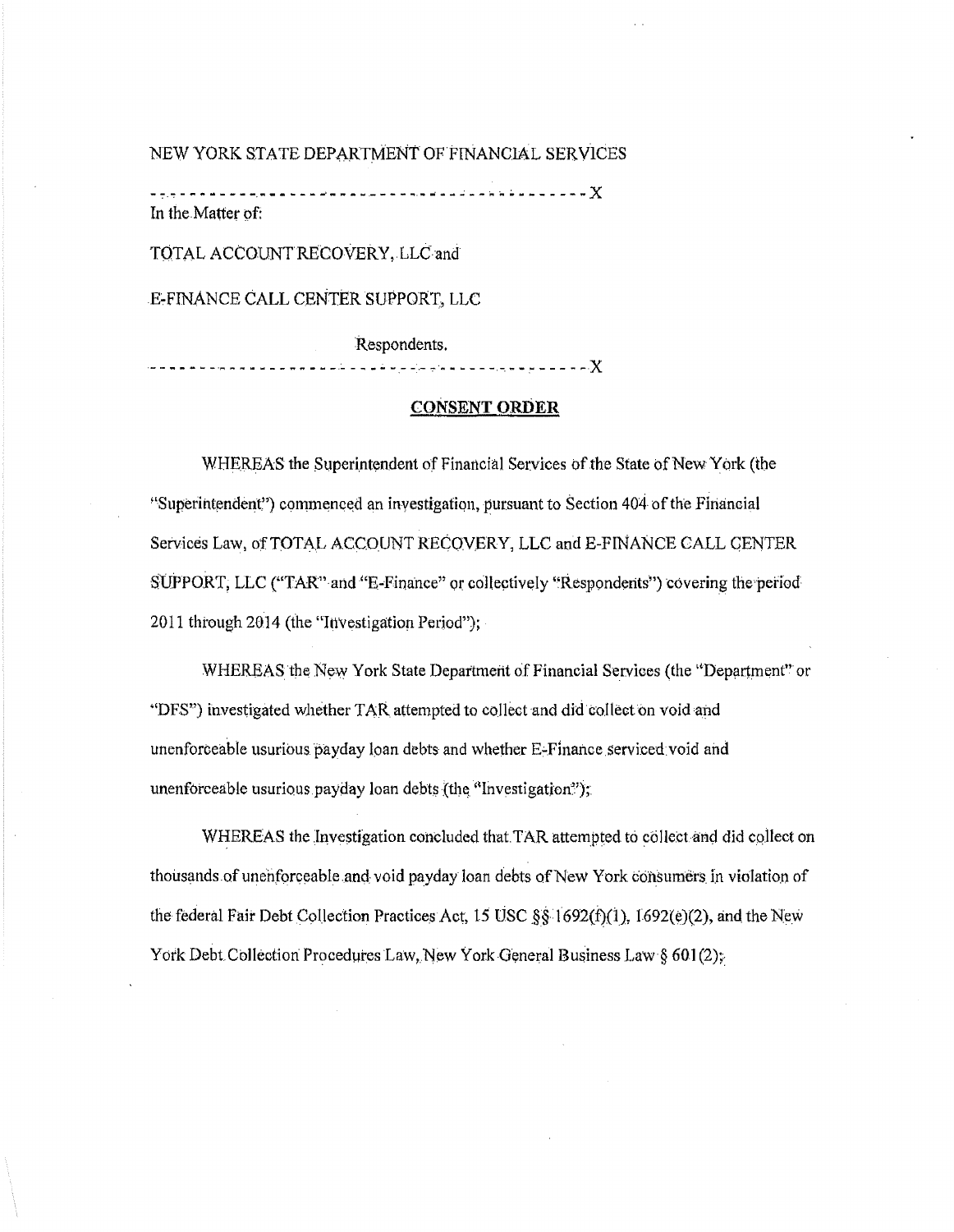NEW YORK STATE DEPARTMENT OF FINANCIAL SERVICES

---------------------------------------------------------------X

In the Matter of:

TOTAL ACCOUNT RECOVERY, LLC and

E-FINANCE CALL CENTER SUPPORT, LLC

Respondents.

---------------------------------------------------------------X

**CONSENT ORDER**

WHEREAS the Superintendent of Financial Services of the State of New York (the "Superintendent") commenced an investigation, pursuant to Section 404 of the Financial Services Law, of TOTAL ACCOUNT RECOVERY, LLC and E-FINANCE CALL CENTER SUPPORT, LLC ("TAR" and "E-Finance" or collectively "Respondents") covering the period 2011 through 2014 (the "Investigation Period");

WHEREAS the New York State Department of Financial Services (the "Department" or "DFS") investigated whether TAR attempted to collect and did collect on void and unenforceable usurious payday loan debts and whether E-Finance serviced void and unenforceable usurious payday loan debts (the "Investigation");

WHEREAS the Investigation concluded that TAR attempted to collect and did collect on thousands of unenforceable and void payday loan debts of New York consumers in violation of the federal Fair Debt Collection Practices Act, 15 USC §§ 1692(f)(1), 1692(e)(2), and the New York Debt Collection Procedures Law, New York General Business Law § 601(2);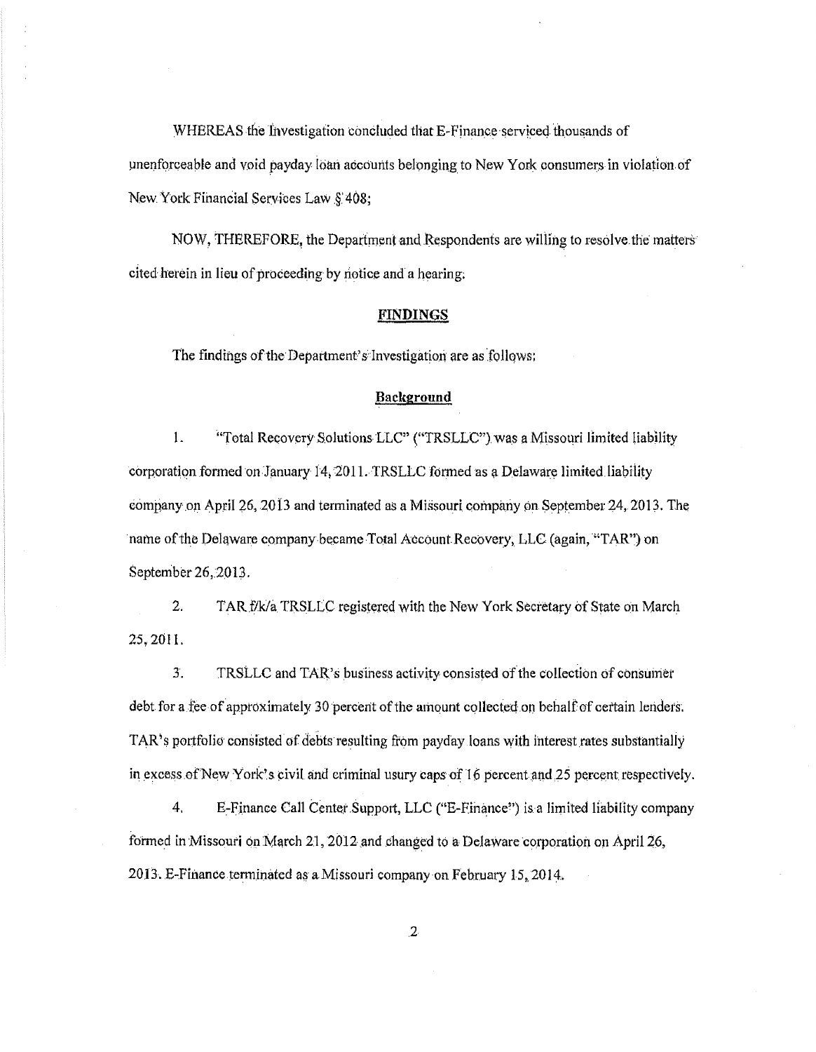WHEREAS the Investigation concluded that E-Finance serviced thousands of unenforceable and void payday loan accounts belonging to New York consumers in violation of New York Financial Services Law § 408;

NOW, THEREFORE, the Department and Respondents are willing to resolve the matters cited herein in lieu of proceeding by notice and a hearing.

## FINDINGS

The findings of the Department's Investigation are as follows:

### Background

1. "Total Recovery Solutions LLC" ("TRSLLC") was a Missouri limited liability corporation formed on January 14, 2011. TRSLLC formed as a Delaware limited liability company on April 26, 2013 and terminated as a Missouri company on September 24, 2013. The name of the Delaware company became Total Account Recovery, LLC (again, "TAR") on September 26, 2013.

2. TAR f/k/a TRSLLC registered with the New York Secretary of State on March 25, 2011.

3. TRSLLC and TAR's business activity consisted of the collection of consumer debt for a fee of approximately 30 percent of the amount collected on behalf of certain lenders. TAR's portfolio consisted of debts resulting from payday loans with interest rates substantially in excess of New York's civil and criminal usury caps of 16 percent and 25 percent respectively.

4. E-Finance Call Center Support, LLC ("E-Finance") is a limited liability company formed in Missouri on March 21, 2012 and changed to a Delaware corporation on April 26, 2013. E-Finance terminated as a Missouri company on February 15, 2014.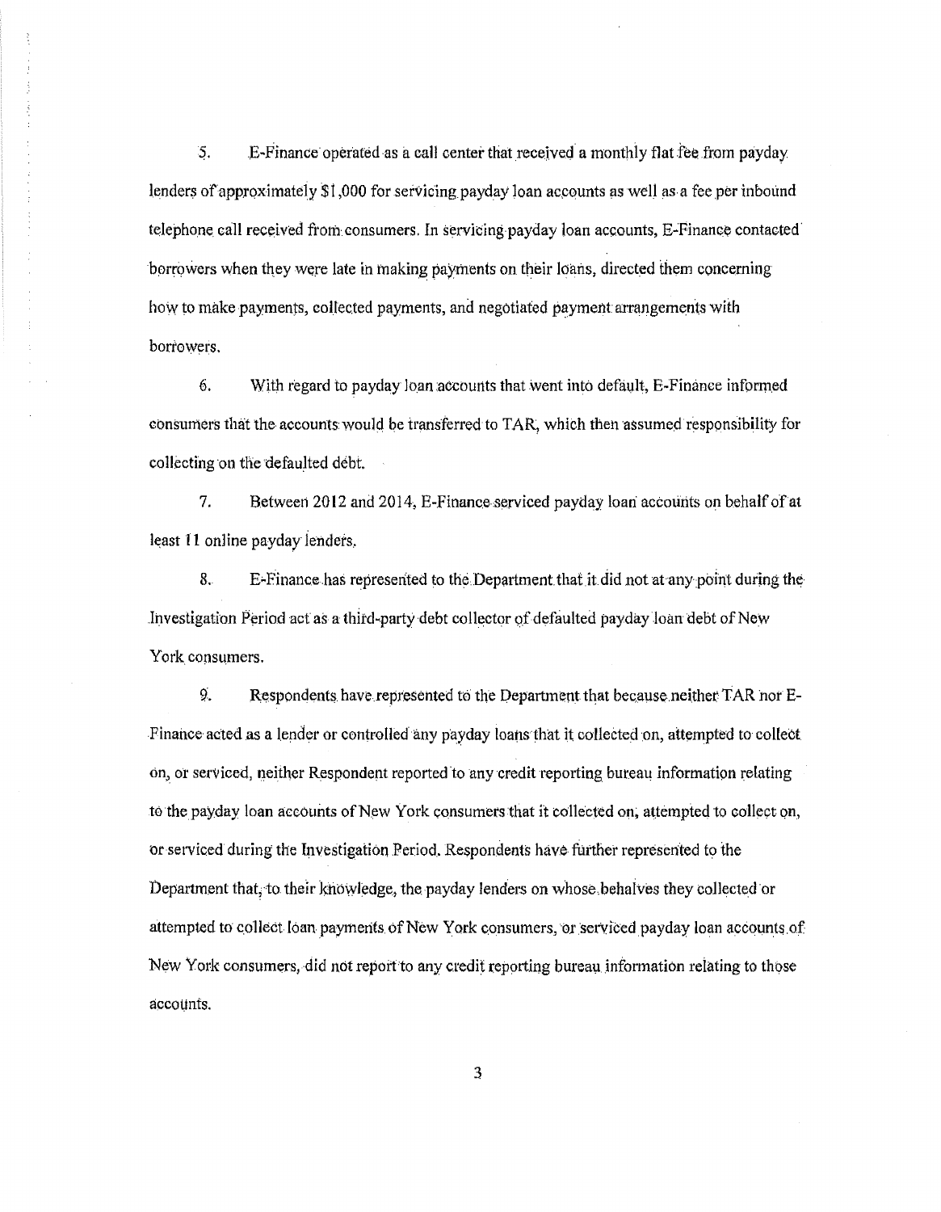5. E-Finance operated as a call center that received a monthly flat fee from payday lenders of approximately $1,000 for servicing payday loan accounts as well as a fee per inbound telephone call received from consumers. In servicing payday loan accounts, E-Finance contacted borrowers when they were late in making payments on their loans, directed them concerning how to make payments, collected payments, and negotiated payment arrangements with borrowers.

6. With regard to payday loan accounts that went into default, E-Finance informed consumers that the accounts would be transferred to TAR, which then assumed responsibility for collecting on the defaulted debt.

7. Between 2012 and 2014, E-Finance serviced payday loan accounts on behalf of at least 11 online payday lenders.

8. E-Finance has represented to the Department that it did not at any point during the Investigation Period act as a third-party debt collector of defaulted payday loan debt of New York consumers.

9. Respondents have represented to the Department that because neither TAR nor E-Finance acted as a lender or controlled any payday loans that it collected on, attempted to collect on, or serviced, neither Respondent reported to any credit reporting bureau information relating to the payday loan accounts of New York consumers that it collected on, attempted to collect on, or serviced during the Investigation Period. Respondents have further represented to the Department that, to their knowledge, the payday lenders on whose behalves they collected or attempted to collect loan payments of New York consumers, or serviced payday loan accounts of New York consumers, did not report to any credit reporting bureau information relating to those accounts.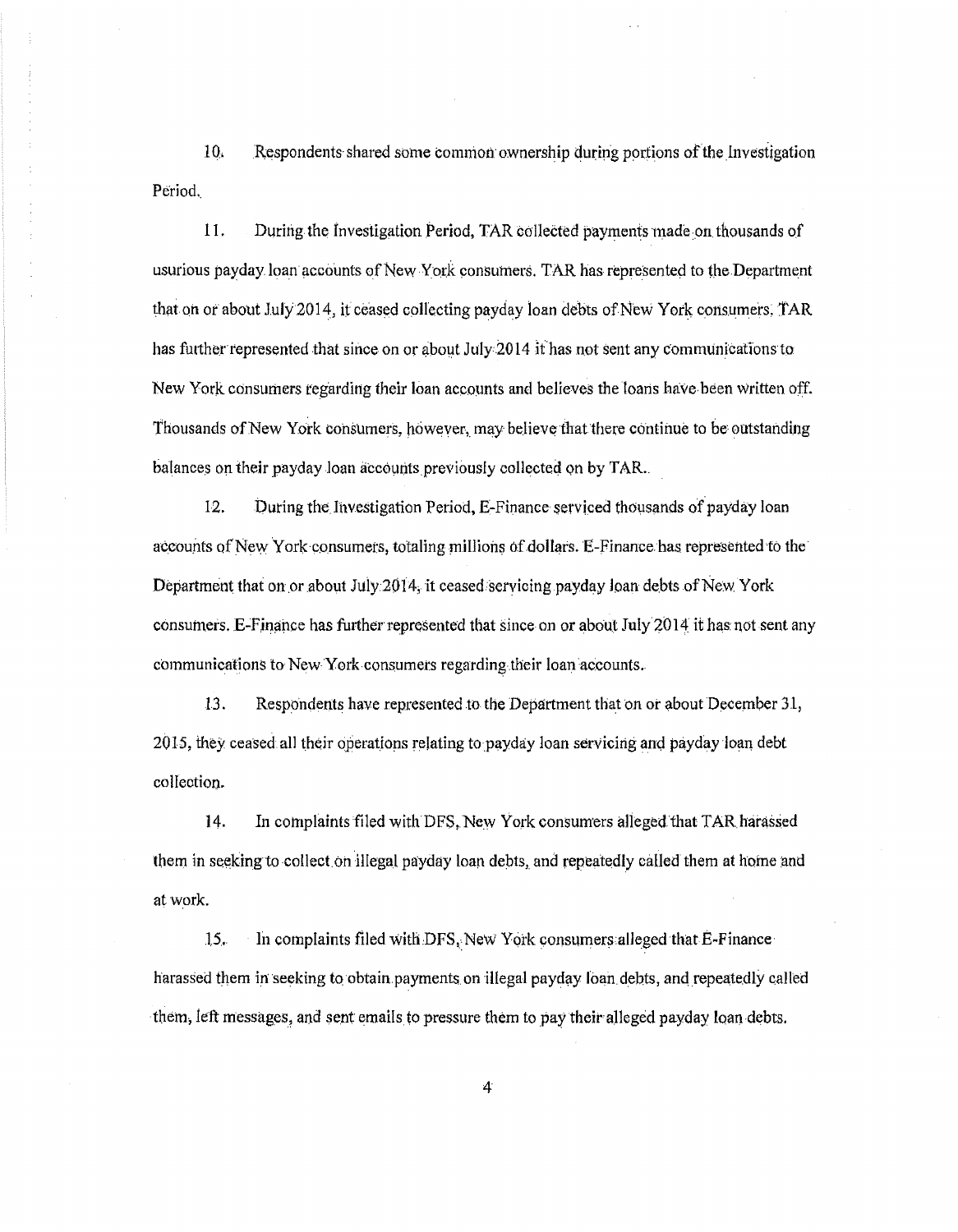10. Respondents shared some common ownership during portions of the Investigation Period.

11. During the Investigation Period, TAR collected payments made on thousands of usurious payday loan accounts of New York consumers. TAR has represented to the Department that on or about July 2014, it ceased collecting payday loan debts of New York consumers. TAR has further represented that since on or about July 2014 it has not sent any communications to New York consumers regarding their loan accounts and believes the loans have been written off. Thousands of New York consumers, however, may believe that there continue to be outstanding balances on their payday loan accounts previously collected on by TAR.

12. During the Investigation Period, E-Finance serviced thousands of payday loan accounts of New York consumers, totaling millions of dollars. E-Finance has represented to the Department that on or about July 2014, it ceased servicing payday loan debts of New York consumers. E-Finance has further represented that since on or about July 2014 it has not sent any communications to New York consumers regarding their loan accounts.

13. Respondents have represented to the Department that on or about December 31, 2015, they ceased all their operations relating to payday loan servicing and payday loan debt collection.

14. In complaints filed with DFS, New York consumers alleged that TAR harassed them in seeking to collect on illegal payday loan debts, and repeatedly called them at home and at work.

15. In complaints filed with DFS, New York consumers alleged that E-Finance harassed them in seeking to obtain payments on illegal payday loan debts, and repeatedly called them, left messages, and sent emails to pressure them to pay their alleged payday loan debts.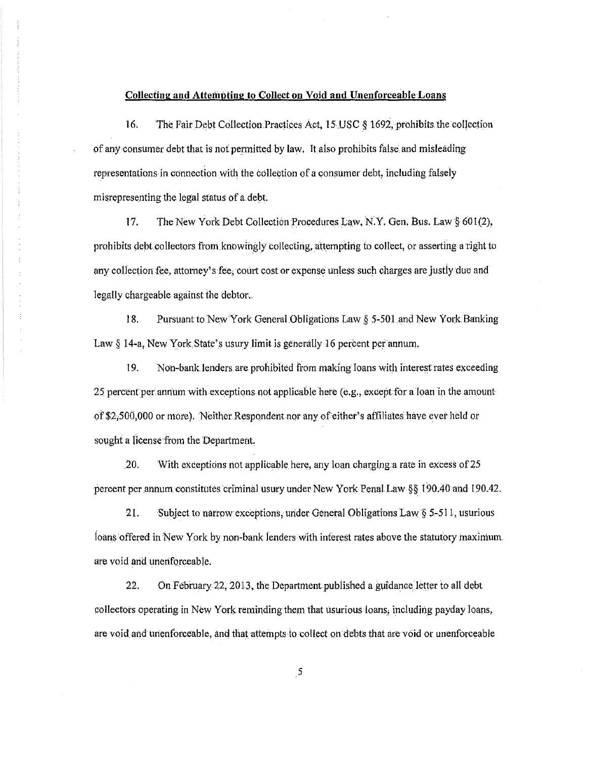**Collecting and Attempting to Collect on Void and Unenforceable Loans**

16. The Fair Debt Collection Practices Act, 15 USC § 1692, prohibits the collection of any consumer debt that is not permitted by law. It also prohibits false and misleading representations in connection with the collection of a consumer debt, including falsely misrepresenting the legal status of a debt.

17. The New York Debt Collection Procedures Law, N.Y. Gen. Bus. Law § 601(2), prohibits debt collectors from knowingly collecting, attempting to collect, or asserting a right to any collection fee, attorney's fee, court cost or expense unless such charges are justly due and legally chargeable against the debtor.

18. Pursuant to New York General Obligations Law § 5-501 and New York Banking Law § 14-a, New York State's usury limit is generally 16 percent per annum.

19. Non-bank lenders are prohibited from making loans with interest rates exceeding 25 percent per annum with exceptions not applicable here (e.g., except for a loan in the amount of $2,500,000 or more). Neither Respondent nor any of either's affiliates have ever held or sought a license from the Department.

20. With exceptions not applicable here, any loan charging a rate in excess of 25 percent per annum constitutes criminal usury under New York Penal Law §§ 190.40 and 190.42.

21. Subject to narrow exceptions, under General Obligations Law § 5-511, usurious loans offered in New York by non-bank lenders with interest rates above the statutory maximum are void and unenforceable.

22. On February 22, 2013, the Department published a guidance letter to all debt collectors operating in New York reminding them that usurious loans, including payday loans, are void and unenforceable, and that attempts to collect on debts that are void or unenforceable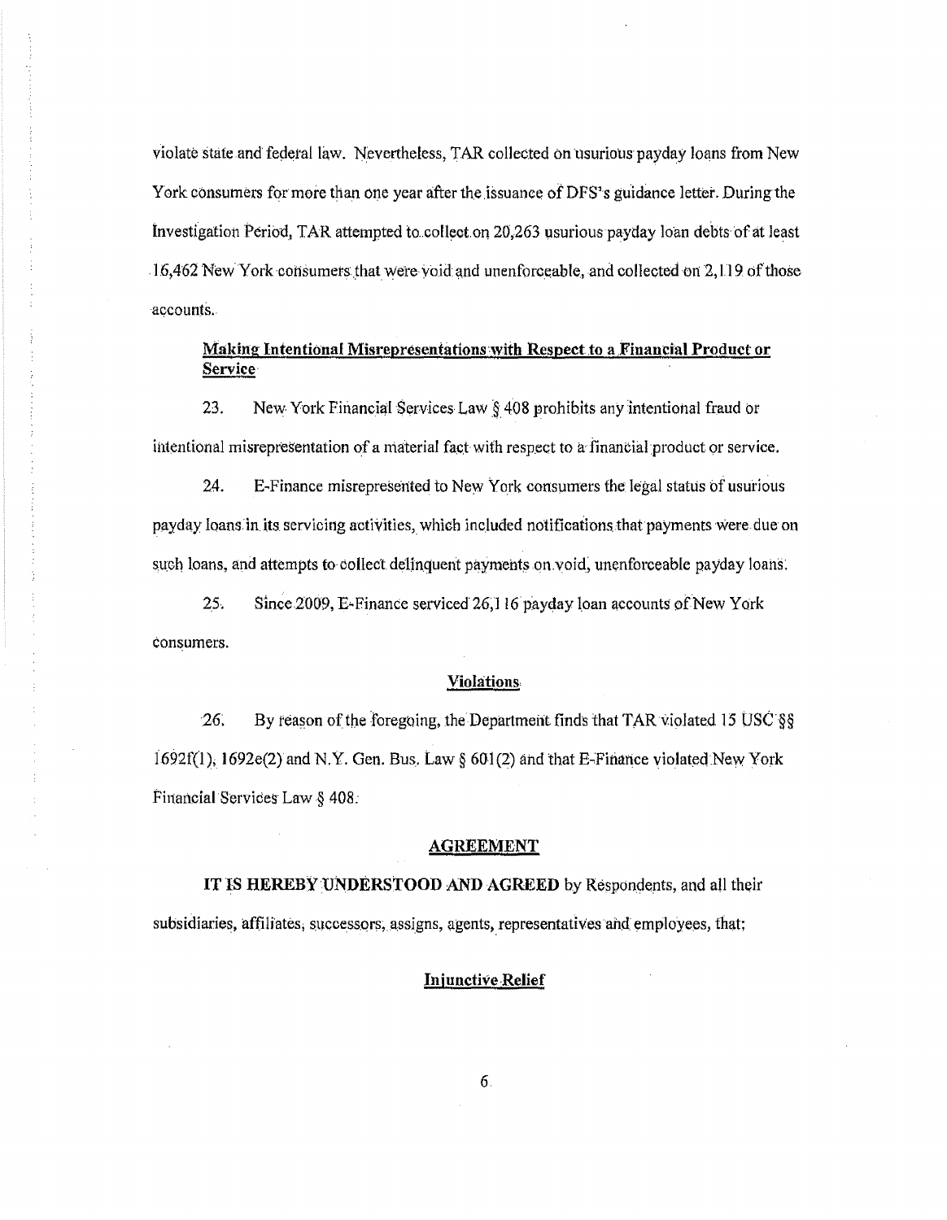violate state and federal law. Nevertheless, TAR collected on usurious payday loans from New York consumers for more than one year after the issuance of DFS's guidance letter. During the Investigation Period, TAR attempted to collect on 20,263 usurious payday loan debts of at least 16,462 New York consumers that were void and unenforceable, and collected on 2,119 of those accounts.

**Making Intentional Misrepresentations with Respect to a Financial Product or Service**

23. New York Financial Services Law § 408 prohibits any intentional fraud or intentional misrepresentation of a material fact with respect to a financial product or service.

24. E-Finance misrepresented to New York consumers the legal status of usurious payday loans in its servicing activities, which included notifications that payments were due on such loans, and attempts to collect delinquent payments on void, unenforceable payday loans.

25. Since 2009, E-Finance serviced 26,116 payday loan accounts of New York consumers.

**Violations**

26. By reason of the foregoing, the Department finds that TAR violated 15 USC §§ 1692f(1), 1692e(2) and N.Y. Gen. Bus. Law § 601(2) and that E-Finance violated New York Financial Services Law § 408.

**AGREEMENT**

**IT IS HEREBY UNDERSTOOD AND AGREED** by Respondents, and all their subsidiaries, affiliates, successors, assigns, agents, representatives and employees, that:

**Injunctive Relief**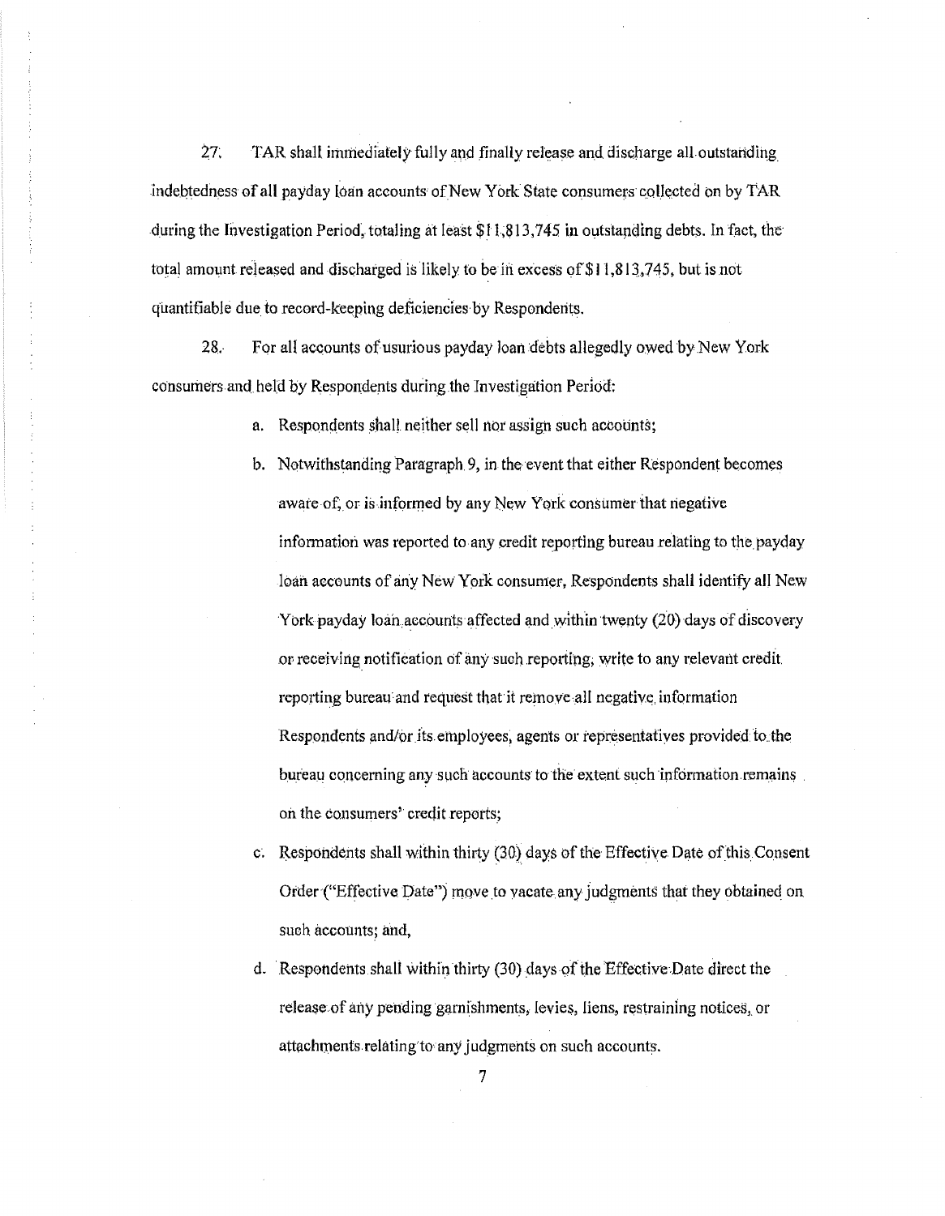27. TAR shall immediately fully and finally release and discharge all outstanding indebtedness of all payday loan accounts of New York State consumers collected on by TAR during the Investigation Period, totaling at least $11,813,745 in outstanding debts. In fact, the total amount released and discharged is likely to be in excess of $11,813,745, but is not quantifiable due to record-keeping deficiencies by Respondents.

28. For all accounts of usurious payday loan debts allegedly owed by New York consumers and held by Respondents during the Investigation Period:

a. Respondents shall neither sell nor assign such accounts;

b. Notwithstanding Paragraph 9, in the event that either Respondent becomes aware of, or is informed by any New York consumer that negative information was reported to any credit reporting bureau relating to the payday loan accounts of any New York consumer, Respondents shall identify all New York payday loan accounts affected and within twenty (20) days of discovery or receiving notification of any such reporting, write to any relevant credit reporting bureau and request that it remove all negative information Respondents and/or its employees, agents or representatives provided to the bureau concerning any such accounts to the extent such information remains on the consumers' credit reports;

c. Respondents shall within thirty (30) days of the Effective Date of this Consent Order ("Effective Date") move to vacate any judgments that they obtained on such accounts; and,

d. Respondents shall within thirty (30) days of the Effective Date direct the release of any pending garnishments, levies, liens, restraining notices, or attachments relating to any judgments on such accounts.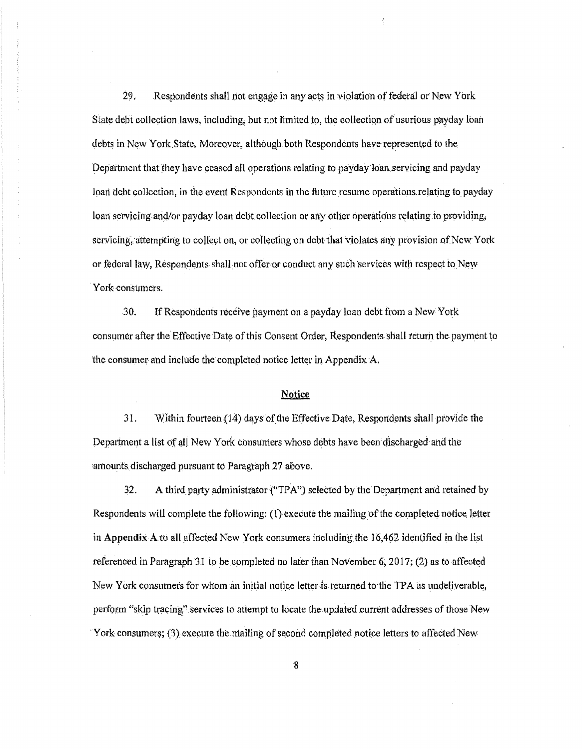29. Respondents shall not engage in any acts in violation of federal or New York State debt collection laws, including, but not limited to, the collection of usurious payday loan debts in New York State. Moreover, although both Respondents have represented to the Department that they have ceased all operations relating to payday loan servicing and payday loan debt collection, in the event Respondents in the future resume operations relating to payday loan servicing and/or payday loan debt collection or any other operations relating to providing, servicing, attempting to collect on, or collecting on debt that violates any provision of New York or federal law, Respondents shall not offer or conduct any such services with respect to New York consumers.

30. If Respondents receive payment on a payday loan debt from a New York consumer after the Effective Date of this Consent Order, Respondents shall return the payment to the consumer and include the completed notice letter in Appendix A.

## Notice

31. Within fourteen (14) days of the Effective Date, Respondents shall provide the Department a list of all New York consumers whose debts have been discharged and the amounts discharged pursuant to Paragraph 27 above.

32. A third party administrator ("TPA") selected by the Department and retained by Respondents will complete the following: (1) execute the mailing of the completed notice letter in **Appendix A** to all affected New York consumers including the 16,462 identified in the list referenced in Paragraph 31 to be completed no later than November 6, 2017; (2) as to affected New York consumers for whom an initial notice letter is returned to the TPA as undeliverable, perform "skip tracing" services to attempt to locate the updated current addresses of those New York consumers; (3) execute the mailing of second completed notice letters to affected New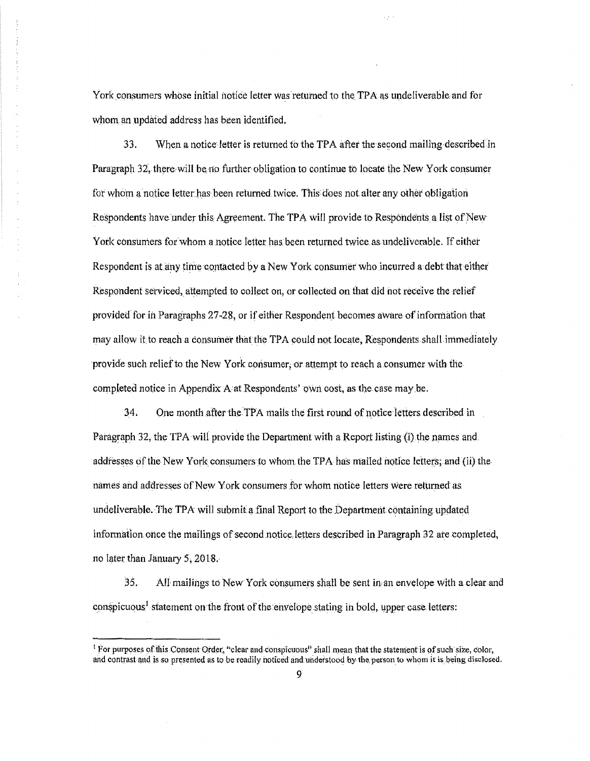York consumers whose initial notice letter was returned to the TPA as undeliverable and for whom an updated address has been identified.

33. When a notice letter is returned to the TPA after the second mailing described in Paragraph 32, there will be no further obligation to continue to locate the New York consumer for whom a notice letter has been returned twice. This does not alter any other obligation Respondents have under this Agreement. The TPA will provide to Respondents a list of New York consumers for whom a notice letter has been returned twice as undeliverable. If either Respondent is at any time contacted by a New York consumer who incurred a debt that either Respondent serviced, attempted to collect on, or collected on that did not receive the relief provided for in Paragraphs 27-28, or if either Respondent becomes aware of information that may allow it to reach a consumer that the TPA could not locate, Respondents shall immediately provide such relief to the New York consumer, or attempt to reach a consumer with the completed notice in Appendix A at Respondents' own cost, as the case may be.

34. One month after the TPA mails the first round of notice letters described in Paragraph 32, the TPA will provide the Department with a Report listing (i) the names and addresses of the New York consumers to whom the TPA has mailed notice letters; and (ii) the names and addresses of New York consumers for whom notice letters were returned as undeliverable. The TPA will submit a final Report to the Department containing updated information once the mailings of second notice letters described in Paragraph 32 are completed, no later than January 5, 2018.

35. All mailings to New York consumers shall be sent in an envelope with a clear and conspicuous[1] statement on the front of the envelope stating in bold, upper case letters:

[1] For purposes of this Consent Order, "clear and conspicuous" shall mean that the statement is of such size, color, and contrast and is so presented as to be readily noticed and understood by the person to whom it is being disclosed.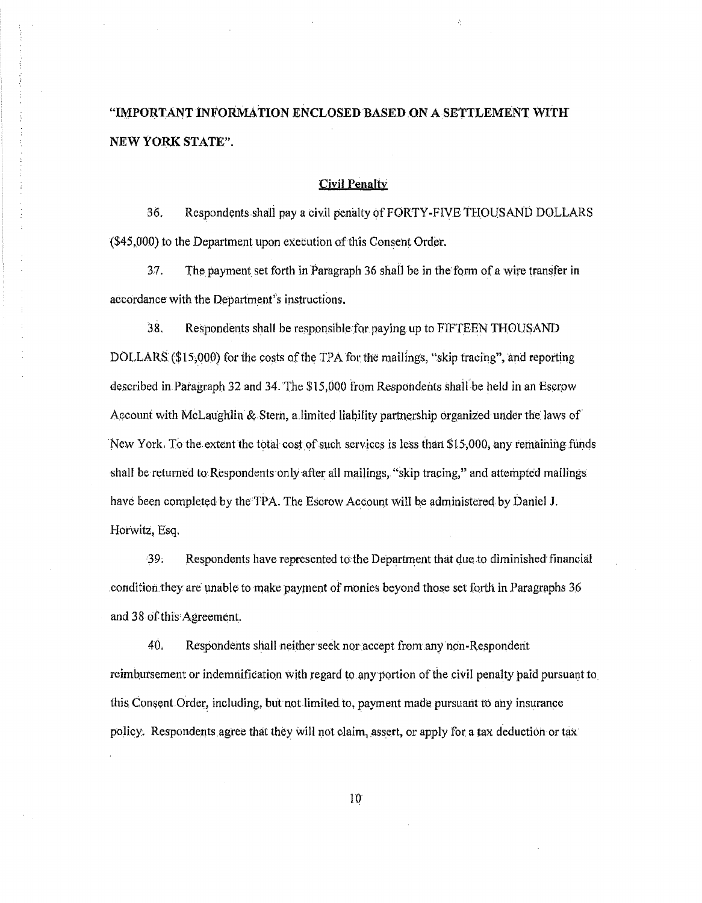**"IMPORTANT INFORMATION ENCLOSED BASED ON A SETTLEMENT WITH NEW YORK STATE".**

## Civil Penalty

36. Respondents shall pay a civil penalty of FORTY-FIVE THOUSAND DOLLARS ($45,000) to the Department upon execution of this Consent Order.

37. The payment set forth in Paragraph 36 shall be in the form of a wire transfer in accordance with the Department's instructions.

38. Respondents shall be responsible for paying up to FIFTEEN THOUSAND DOLLARS ($15,000) for the costs of the TPA for the mailings, "skip tracing", and reporting described in Paragraph 32 and 34. The $15,000 from Respondents shall be held in an Escrow Account with McLaughlin & Stern, a limited liability partnership organized under the laws of New York. To the extent the total cost of such services is less than $15,000, any remaining funds shall be returned to Respondents only after all mailings, "skip tracing," and attempted mailings have been completed by the TPA. The Escrow Account will be administered by Daniel J. Horwitz, Esq.

39. Respondents have represented to the Department that due to diminished financial condition they are unable to make payment of monies beyond those set forth in Paragraphs 36 and 38 of this Agreement.

40. Respondents shall neither seek nor accept from any non-Respondent reimbursement or indemnification with regard to any portion of the civil penalty paid pursuant to this Consent Order, including, but not limited to, payment made pursuant to any insurance policy. Respondents agree that they will not claim, assert, or apply for a tax deduction or tax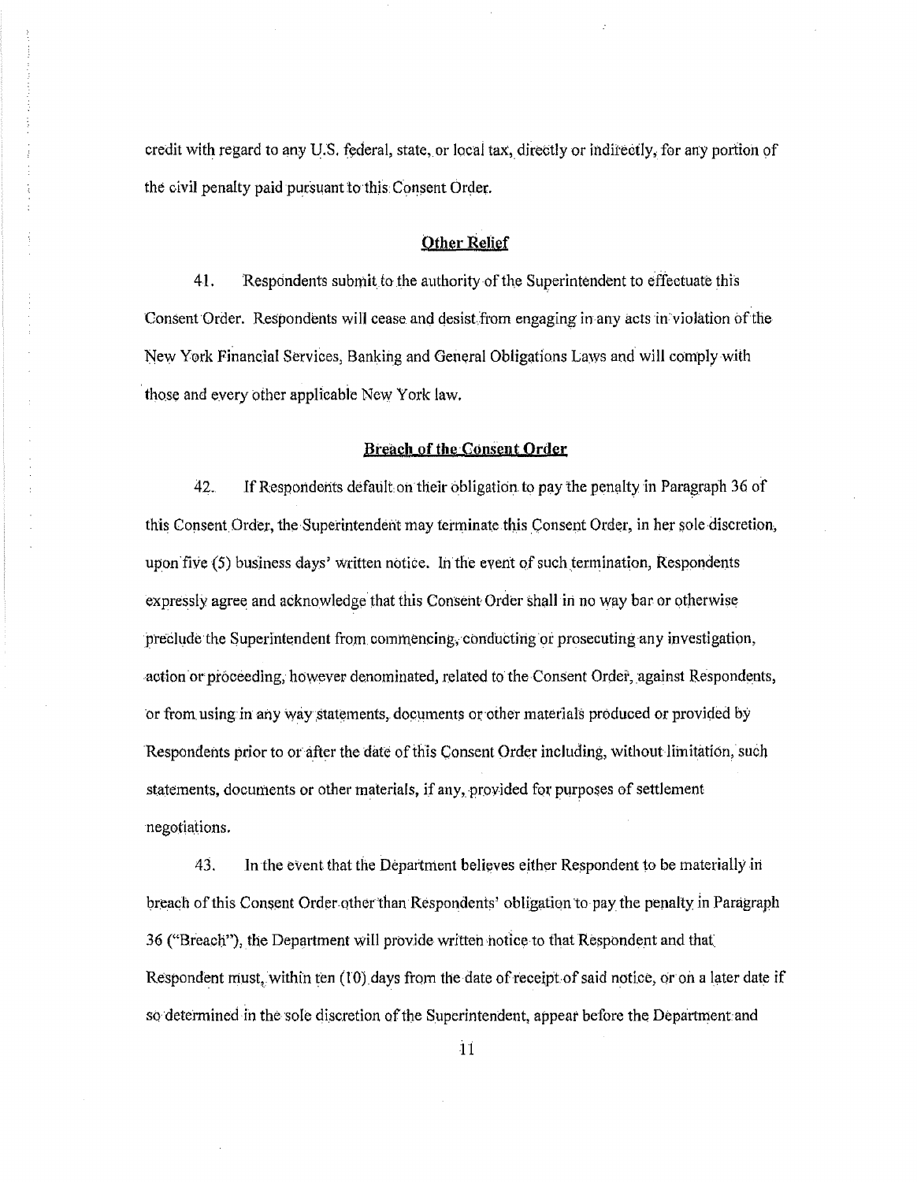credit with regard to any U.S. federal, state, or local tax, directly or indirectly, for any portion of the civil penalty paid pursuant to this Consent Order.

## Other Relief

41. Respondents submit to the authority of the Superintendent to effectuate this Consent Order. Respondents will cease and desist from engaging in any acts in violation of the New York Financial Services, Banking and General Obligations Laws and will comply with those and every other applicable New York law.

## Breach of the Consent Order

42. If Respondents default on their obligation to pay the penalty in Paragraph 36 of this Consent Order, the Superintendent may terminate this Consent Order, in her sole discretion, upon five (5) business days' written notice. In the event of such termination, Respondents expressly agree and acknowledge that this Consent Order shall in no way bar or otherwise preclude the Superintendent from commencing, conducting or prosecuting any investigation, action or proceeding, however denominated, related to the Consent Order, against Respondents, or from using in any way statements, documents or other materials produced or provided by Respondents prior to or after the date of this Consent Order including, without limitation, such statements, documents or other materials, if any, provided for purposes of settlement negotiations.

43. In the event that the Department believes either Respondent to be materially in breach of this Consent Order other than Respondents' obligation to pay the penalty in Paragraph 36 ("Breach"), the Department will provide written notice to that Respondent and that Respondent must, within ten (10) days from the date of receipt of said notice, or on a later date if so determined in the sole discretion of the Superintendent, appear before the Department and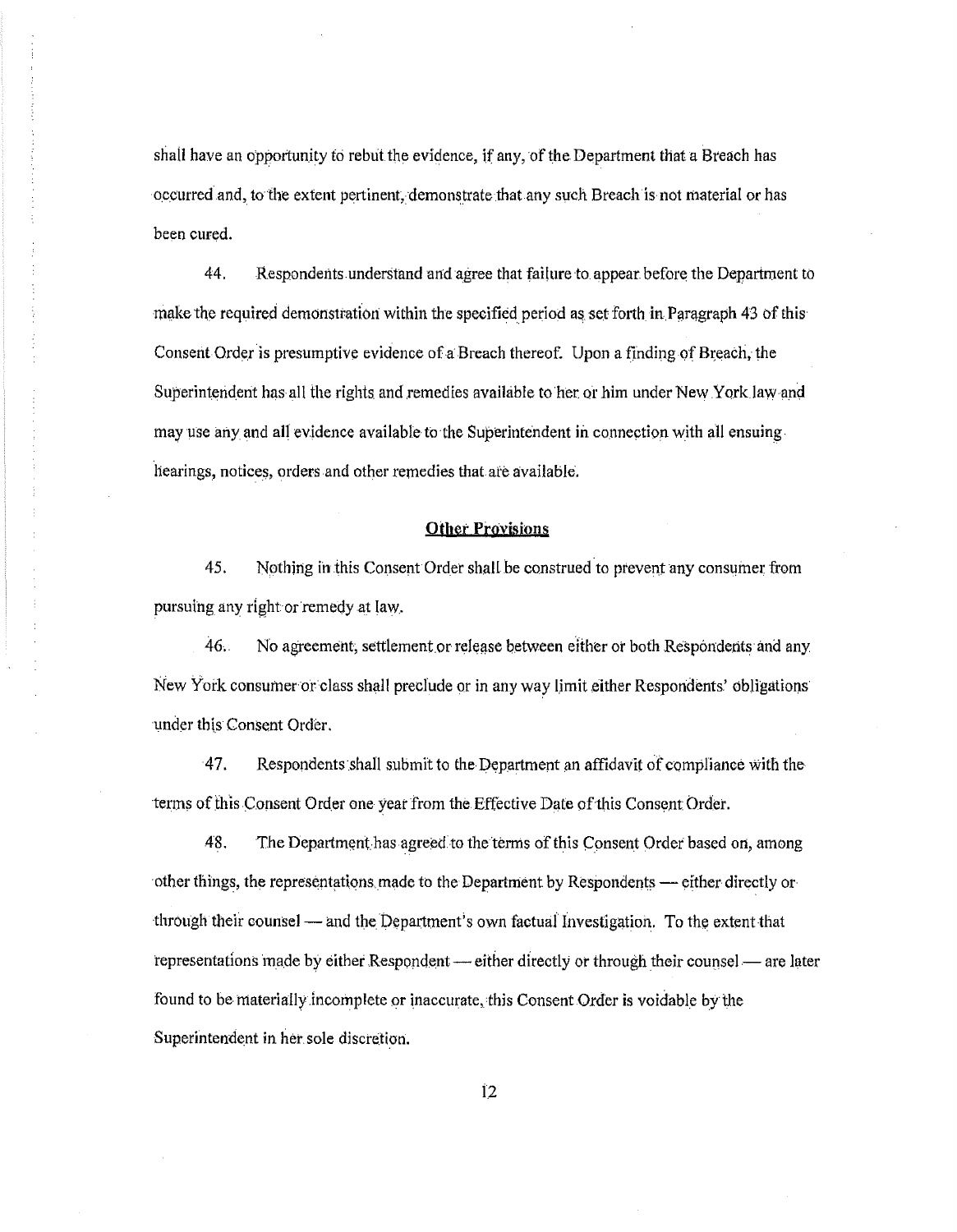shall have an opportunity to rebut the evidence, if any, of the Department that a Breach has occurred and, to the extent pertinent, demonstrate that any such Breach is not material or has been cured.

44. Respondents understand and agree that failure to appear before the Department to make the required demonstration within the specified period as set forth in Paragraph 43 of this Consent Order is presumptive evidence of a Breach thereof. Upon a finding of Breach, the Superintendent has all the rights and remedies available to her or him under New York law and may use any and all evidence available to the Superintendent in connection with all ensuing hearings, notices, orders and other remedies that are available.

## Other Provisions

45. Nothing in this Consent Order shall be construed to prevent any consumer from pursuing any right or remedy at law.

46. No agreement, settlement or release between either or both Respondents and any New York consumer or class shall preclude or in any way limit either Respondents' obligations under this Consent Order.

47. Respondents shall submit to the Department an affidavit of compliance with the terms of this Consent Order one year from the Effective Date of this Consent Order.

48. The Department has agreed to the terms of this Consent Order based on, among other things, the representations made to the Department by Respondents — either directly or through their counsel — and the Department's own factual Investigation. To the extent that representations made by either Respondent — either directly or through their counsel — are later found to be materially incomplete or inaccurate, this Consent Order is voidable by the Superintendent in her sole discretion.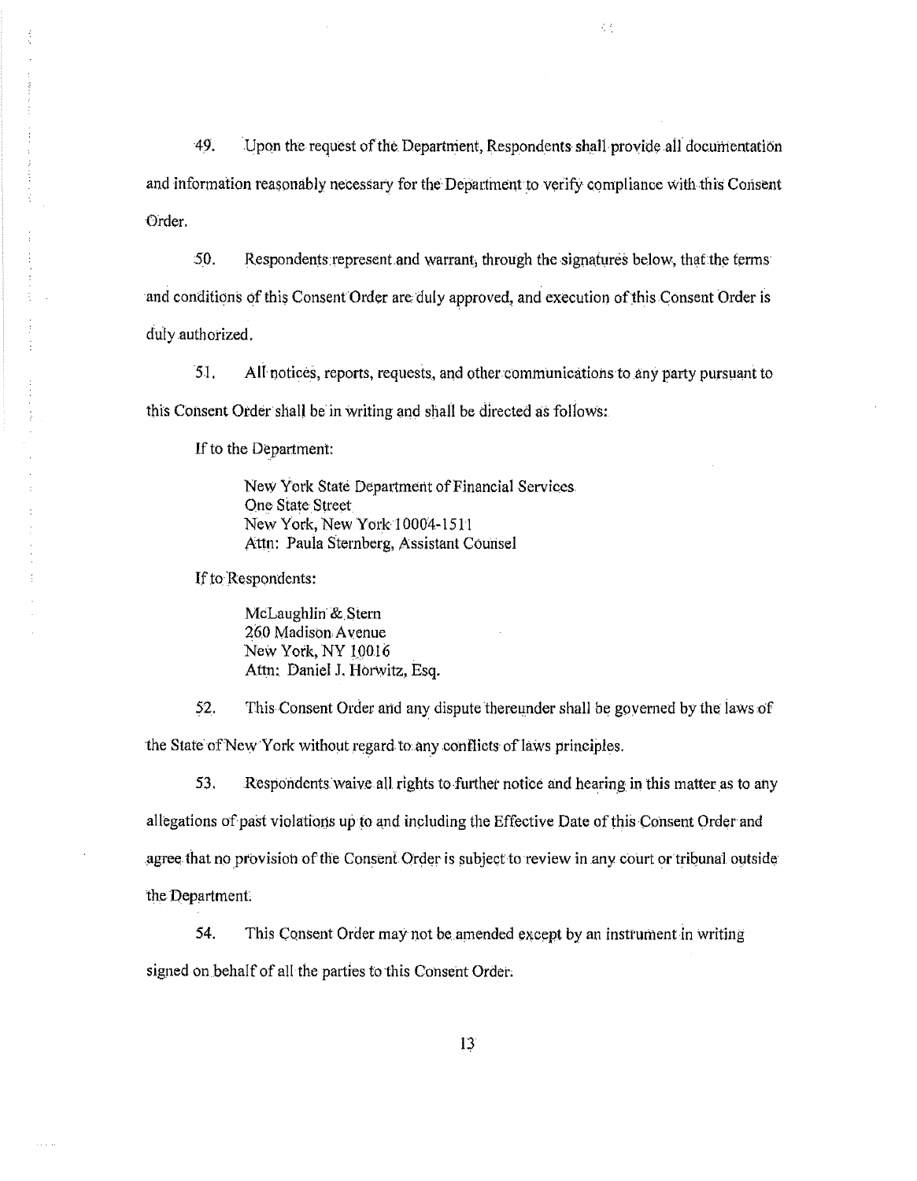49. Upon the request of the Department, Respondents shall provide all documentation and information reasonably necessary for the Department to verify compliance with this Consent Order.

50. Respondents represent and warrant, through the signatures below, that the terms and conditions of this Consent Order are duly approved, and execution of this Consent Order is duly authorized.

51. All notices, reports, requests, and other communications to any party pursuant to this Consent Order shall be in writing and shall be directed as follows:

If to the Department:

> New York State Department of Financial Services
> One State Street
> New York, New York 10004-1511
> Attn: Paula Sternberg, Assistant Counsel

If to Respondents:

> McLaughlin & Stern
> 260 Madison Avenue
> New York, NY 10016
> Attn: Daniel J. Horwitz, Esq.

52. This Consent Order and any dispute thereunder shall be governed by the laws of the State of New York without regard to any conflicts of laws principles.

53. Respondents waive all rights to further notice and hearing in this matter as to any allegations of past violations up to and including the Effective Date of this Consent Order and agree that no provision of the Consent Order is subject to review in any court or tribunal outside the Department.

54. This Consent Order may not be amended except by an instrument in writing signed on behalf of all the parties to this Consent Order.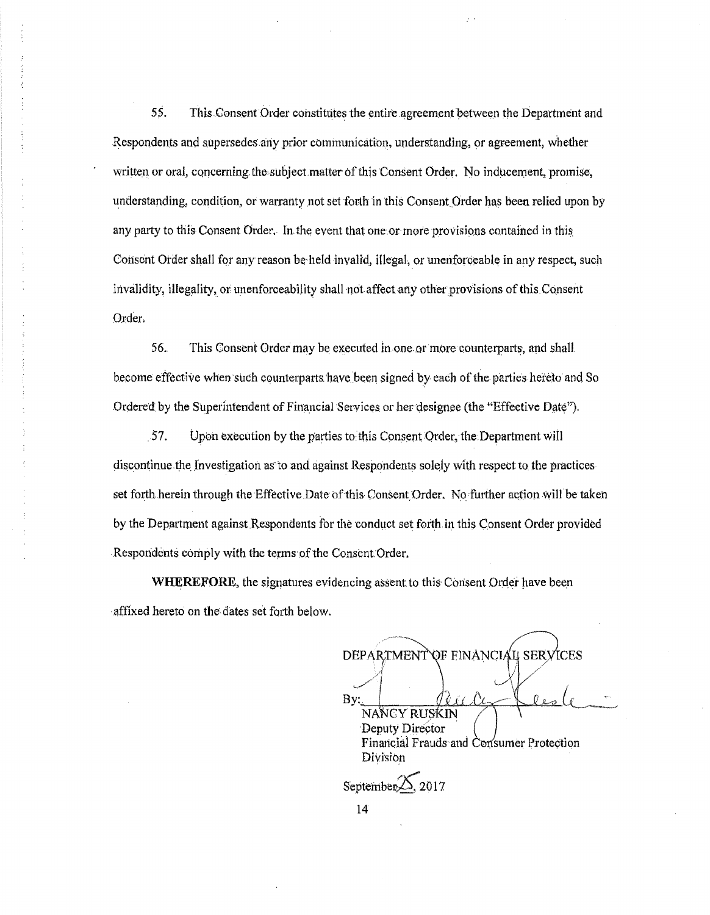55. This Consent Order constitutes the entire agreement between the Department and Respondents and supersedes any prior communication, understanding, or agreement, whether written or oral, concerning the subject matter of this Consent Order. No inducement, promise, understanding, condition, or warranty not set forth in this Consent Order has been relied upon by any party to this Consent Order. In the event that one or more provisions contained in this Consent Order shall for any reason be held invalid, illegal, or unenforceable in any respect, such invalidity, illegality, or unenforceability shall not affect any other provisions of this Consent Order.

56. This Consent Order may be executed in one or more counterparts, and shall become effective when such counterparts have been signed by each of the parties hereto and So Ordered by the Superintendent of Financial Services or her designee (the "Effective Date").

57. Upon execution by the parties to this Consent Order, the Department will discontinue the Investigation as to and against Respondents solely with respect to the practices set forth herein through the Effective Date of this Consent Order. No further action will be taken by the Department against Respondents for the conduct set forth in this Consent Order provided Respondents comply with the terms of the Consent Order.

**WHEREFORE**, the signatures evidencing assent to this Consent Order have been affixed hereto on the dates set forth below.

DEPARTMENT OF FINANCIAL SERVICES

By: ______________________
NANCY RUSKIN
Deputy Director
Financial Frauds and Consumer Protection Division

September 25, 2017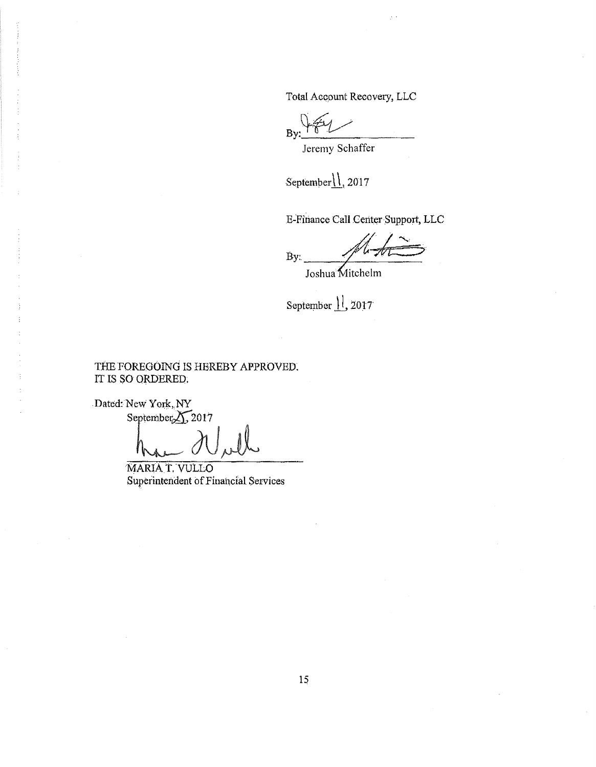Total Account Recovery, LLC

By: ____________________

Jeremy Schaffer

September 11, 2017

E-Finance Call Center Support, LLC

By: ____________________

Joshua Mitchelm

September 11, 2017

THE FOREGOING IS HEREBY APPROVED.
IT IS SO ORDERED.

Dated: New York, NY
September 15, 2017

____________________

MARIA T. VULLO
Superintendent of Financial Services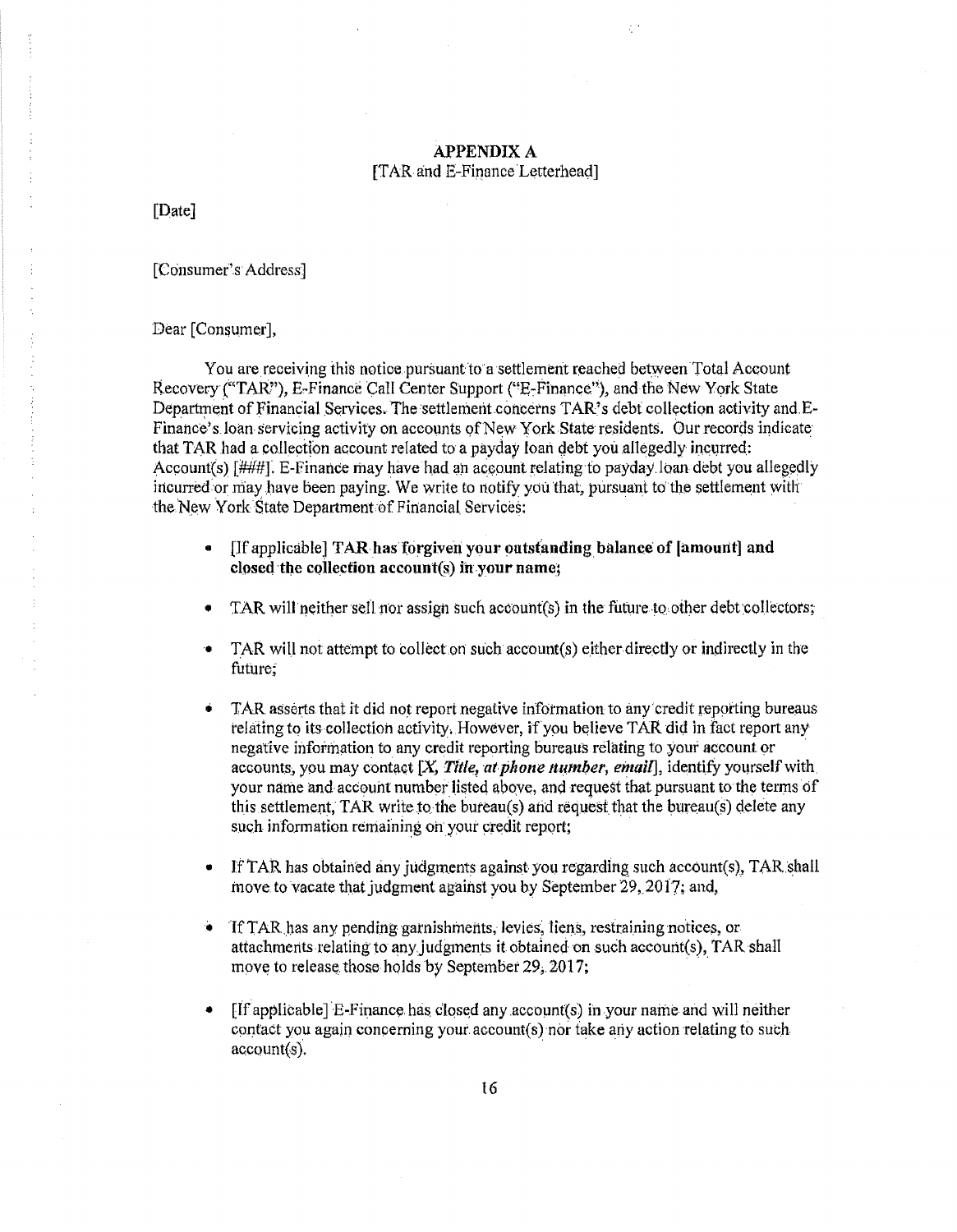## APPENDIX A

[TAR and E-Finance Letterhead]

[Date]

[Consumer's Address]

Dear [Consumer],

You are receiving this notice pursuant to a settlement reached between Total Account Recovery ("TAR"), E-Finance Call Center Support ("E-Finance"), and the New York State Department of Financial Services. The settlement concerns TAR's debt collection activity and E-Finance's loan servicing activity on accounts of New York State residents. Our records indicate that TAR had a collection account related to a payday loan debt you allegedly incurred: Account(s) [###]. E-Finance may have had an account relating to payday loan debt you allegedly incurred or may have been paying. We write to notify you that, pursuant to the settlement with the New York State Department of Financial Services:

- [If applicable] **TAR has forgiven your outstanding balance of [amount] and closed the collection account(s) in your name;**
- TAR will neither sell nor assign such account(s) in the future to other debt collectors;
- TAR will not attempt to collect on such account(s) either directly or indirectly in the future;
- TAR asserts that it did not report negative information to any credit reporting bureaus relating to its collection activity. However, if you believe TAR did in fact report any negative information to any credit reporting bureaus relating to your account or accounts, you may contact [*X, Title, at phone number, email*], identify yourself with your name and account number listed above, and request that pursuant to the terms of this settlement, TAR write to the bureau(s) and request that the bureau(s) delete any such information remaining on your credit report;
- If TAR has obtained any judgments against you regarding such account(s), TAR shall move to vacate that judgment against you by September 29, 2017; and,
- If TAR has any pending garnishments, levies, liens, restraining notices, or attachments relating to any judgments it obtained on such account(s), TAR shall move to release those holds by September 29, 2017;
- [If applicable] E-Finance has closed any account(s) in your name and will neither contact you again concerning your account(s) nor take any action relating to such account(s).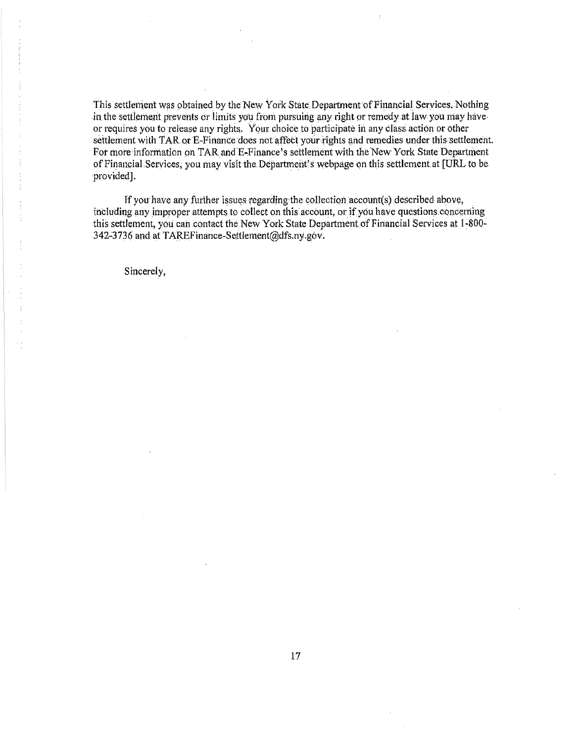This settlement was obtained by the New York State Department of Financial Services. Nothing in the settlement prevents or limits you from pursuing any right or remedy at law you may have or requires you to release any rights. Your choice to participate in any class action or other settlement with TAR or E-Finance does not affect your rights and remedies under this settlement. For more information on TAR and E-Finance's settlement with the New York State Department of Financial Services, you may visit the Department's webpage on this settlement at [URL to be provided].

If you have any further issues regarding the collection account(s) described above, including any improper attempts to collect on this account, or if you have questions concerning this settlement, you can contact the New York State Department of Financial Services at 1-800-342-3736 and at TAREFinance-Settlement@dfs.ny.gov.

Sincerely,